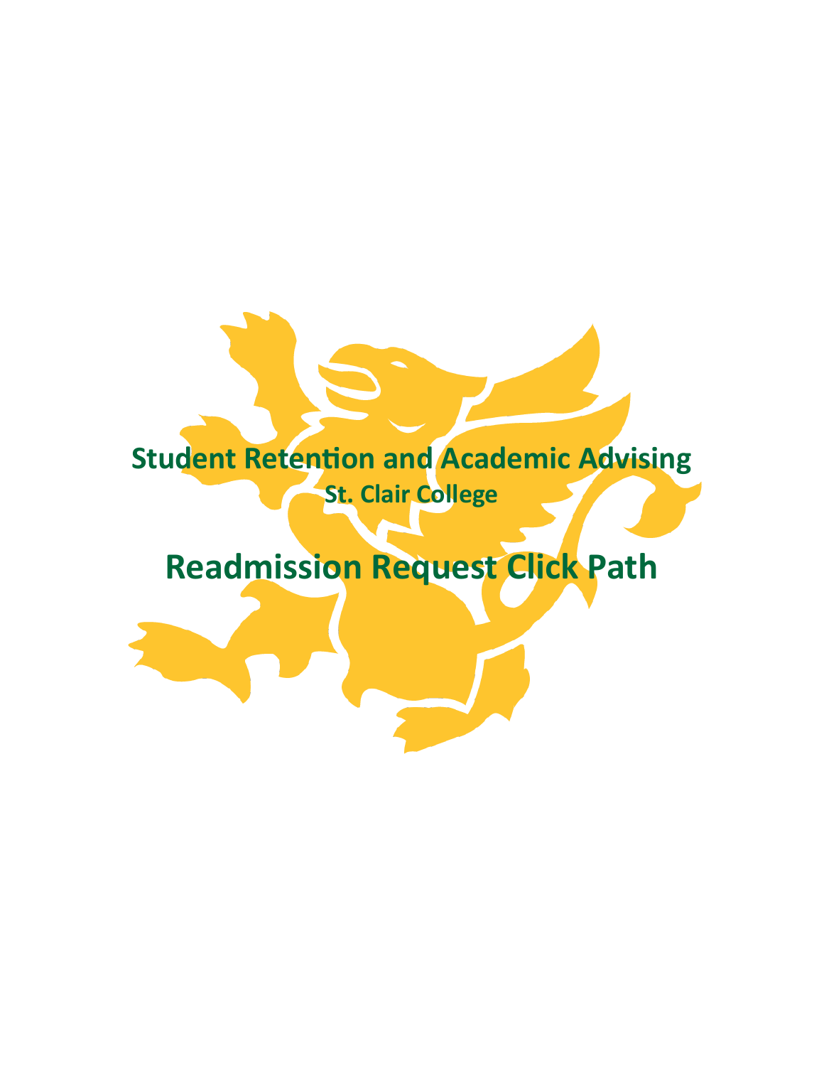## Student Retention and Academic Advising

### St. Clair College

# Readmission Request Click Path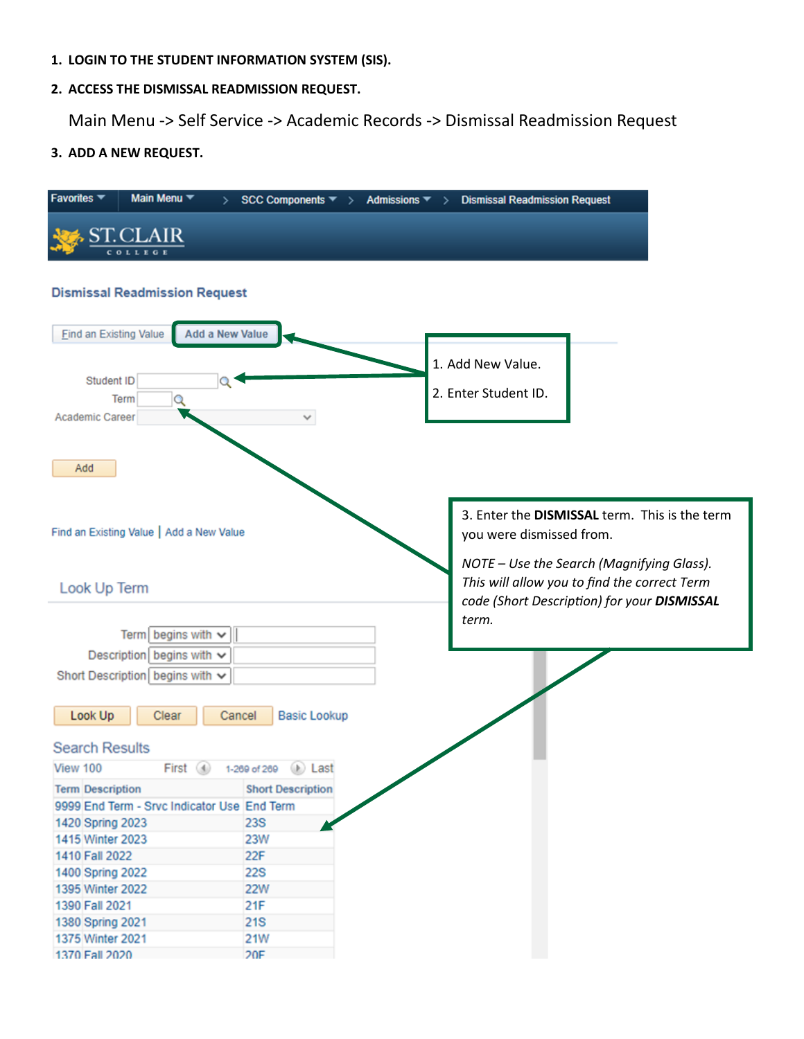1. **LOGIN TO THE STUDENT INFORMATION SYSTEM (SIS).**
2. **ACCESS THE DISMISSAL READMISSION REQUEST.**

   Main Menu -> Self Service -> Academic Records -> Dismissal Readmission Request

3. **ADD A NEW REQUEST.**

Favorites | Main Menu | SCC Components | Admissions | Dismissal Readmission Request

ST. CLAIR COLLEGE

**Dismissal Readmission Request**

Find an Existing Value | Add a New Value

Student ID

Term

Academic Career

Add

Find an Existing Value | Add a New Value

1. Add New Value.
2. Enter Student ID.

3. Enter the **DISMISSAL** term. This is the term you were dismissed from.

*NOTE – Use the Search (Magnifying Glass). This will allow you to find the correct Term code (Short Description) for your **DISMISSAL** term.*

**Look Up Term**

Term begins with

Description begins with

Short Description begins with

Look Up | Clear | Cancel | Basic Lookup

**Search Results**

View 100 First 1-269 of 269 Last

| Term | Description | Short Description |
|---|---|---|
| 9999 | End Term - Srvc Indicator Use | End Term |
| 1420 | Spring 2023 | 23S |
| 1415 | Winter 2023 | 23W |
| 1410 | Fall 2022 | 22F |
| 1400 | Spring 2022 | 22S |
| 1395 | Winter 2022 | 22W |
| 1390 | Fall 2021 | 21F |
| 1380 | Spring 2021 | 21S |
| 1375 | Winter 2021 | 21W |
| 1370 | Fall 2020 | 20F |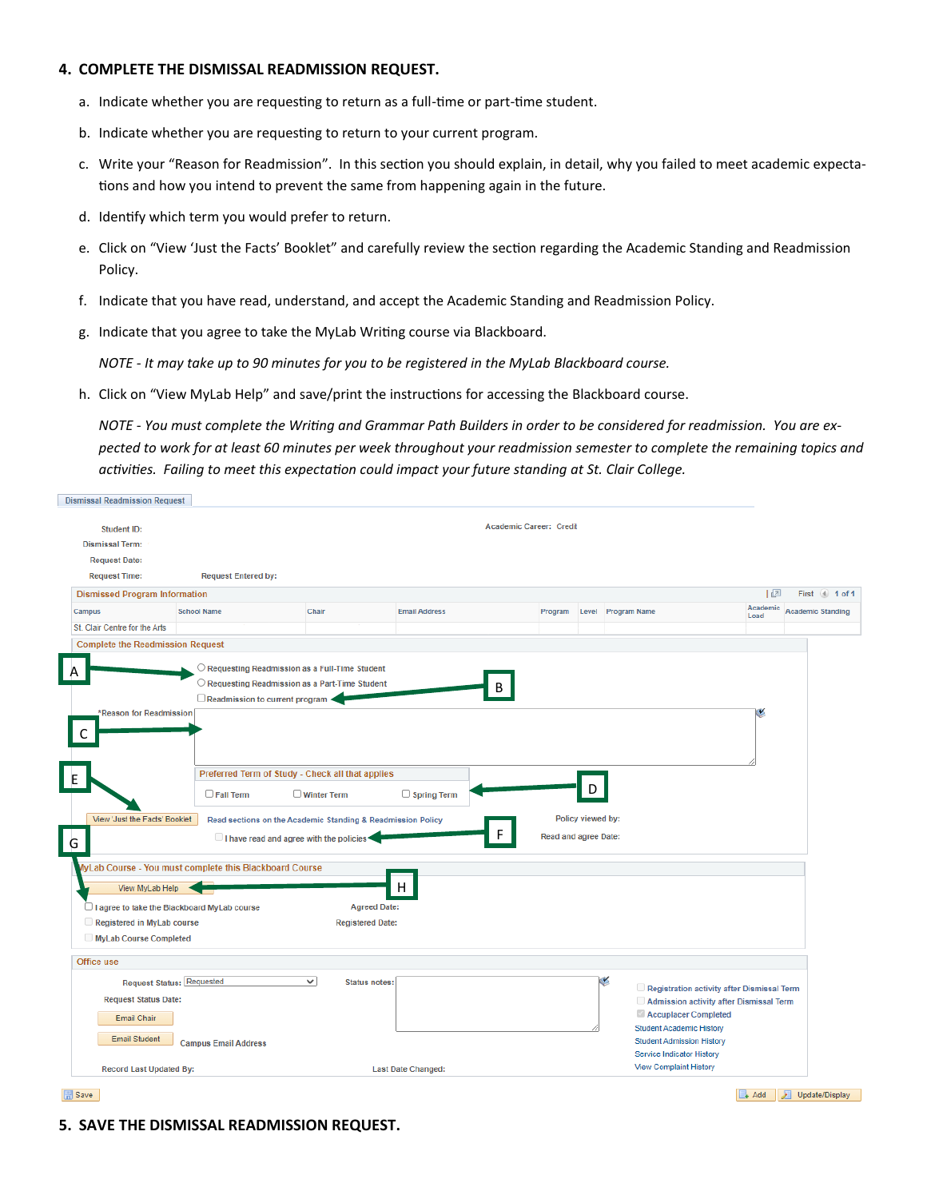## 4. COMPLETE THE DISMISSAL READMISSION REQUEST.

a. Indicate whether you are requesting to return as a full-time or part-time student.

b. Indicate whether you are requesting to return to your current program.

c. Write your "Reason for Readmission". In this section you should explain, in detail, why you failed to meet academic expectations and how you intend to prevent the same from happening again in the future.

d. Identify which term you would prefer to return.

e. Click on "View 'Just the Facts' Booklet" and carefully review the section regarding the Academic Standing and Readmission Policy.

f. Indicate that you have read, understand, and accept the Academic Standing and Readmission Policy.

g. Indicate that you agree to take the MyLab Writing course via Blackboard.

*NOTE - It may take up to 90 minutes for you to be registered in the MyLab Blackboard course.*

h. Click on "View MyLab Help" and save/print the instructions for accessing the Blackboard course.

*NOTE - You must complete the Writing and Grammar Path Builders in order to be considered for readmission. You are expected to work for at least 60 minutes per week throughout your readmission semester to complete the remaining topics and activities. Failing to meet this expectation could impact your future standing at St. Clair College.*

Dismissal Readmission Request

Student ID:
Dismissal Term:
Request Date:
Request Time: Request Entered by:
Academic Career: Credit

Dismissed Program Information

| Campus | School Name | Chair | Email Address | Program | Level | Program Name | Academic Load | Academic Standing |
|---|---|---|---|---|---|---|---|---|
| St. Clair Centre for the Arts | | | | | | | | |

Complete the Readmission Request

A → Requesting Readmission as a Full-Time Student
Requesting Readmission as a Part-Time Student
Readmission to current program ← B

C → *Reason for Readmission

Preferred Term of Study - Check all that applies: Fall Term, Winter Term, Spring Term ← D

E → View 'Just the Facts' Booklet — Read sections on the Academic Standing & Readmission Policy

Policy viewed by:
I have read and agree with the policies ← F
Read and agree Date:

MyLab Course - You must complete this Blackboard Course

View MyLab Help ← H

G → I agree to take the Blackboard MyLab course — Agreed Date:
Registered in MyLab course — Registered Date:
MyLab Course Completed

Office use

Request Status: Requested
Status notes:
Request Status Date:
Email Chair
Email Student — Campus Email Address
Registration activity after Dismissal Term
Admission activity after Dismissal Term
Accuplacer Completed
Student Academic History
Student Admission History
Service Indicator History
View Complaint History
Record Last Updated By:
Last Date Changed:

Save — Add — Update/Display

## 5. SAVE THE DISMISSAL READMISSION REQUEST.